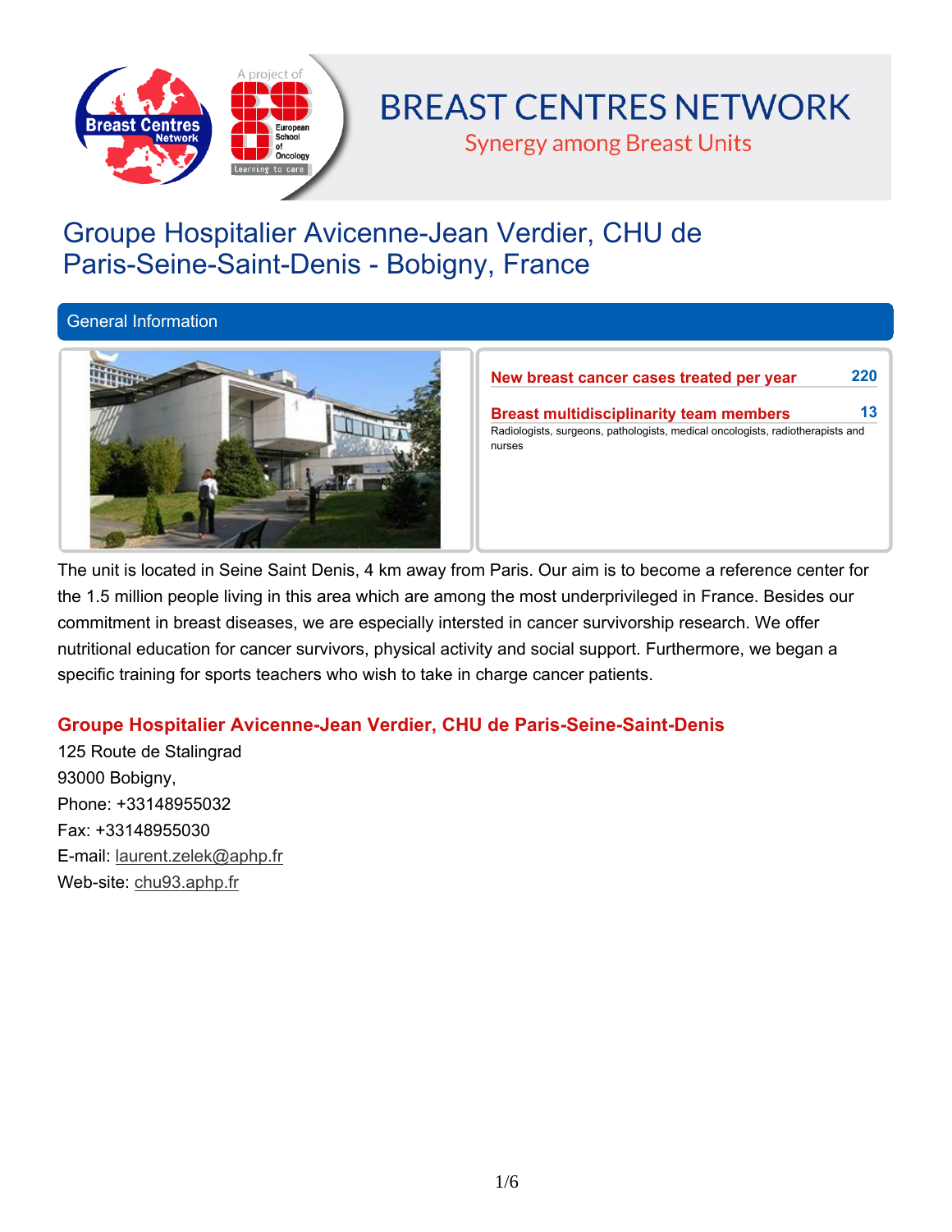# BREAST CENTRES NETWORK

Synergy among Breast Units

# Groupe Hospitalier Avicenne-Jean Verdier, CHU de Paris-Seine-Saint-Denis - Bobigny, France

## General Information

**New breast cancer cases treated per year** 220

**Breast multidisciplinarity team members** 13

Radiologists, surgeons, pathologists, medical oncologists, radiotherapists and nurses

The unit is located in Seine Saint Denis, 4 km away from Paris. Our aim is to become a reference center for the 1.5 million people living in this area which are among the most underprivileged in France. Besides our commitment in breast diseases, we are especially intersted in cancer survivorship research. We offer nutritional education for cancer survivors, physical activity and social support. Furthermore, we began a specific training for sports teachers who wish to take in charge cancer patients.

### Groupe Hospitalier Avicenne-Jean Verdier, CHU de Paris-Seine-Saint-Denis

125 Route de Stalingrad
93000 Bobigny,
Phone: +33148955032
Fax: +33148955030
E-mail: laurent.zelek@aphp.fr
Web-site: chu93.aphp.fr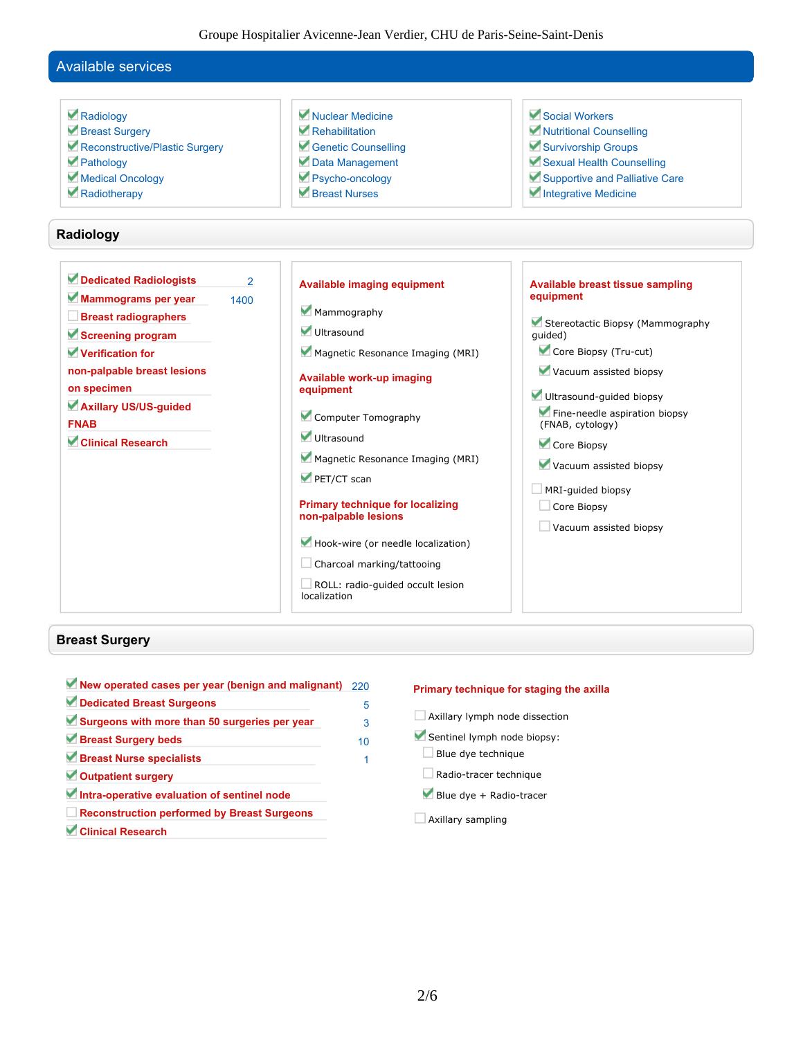## Available services

- ☑ Radiology
- ☑ Breast Surgery
- ☑ Reconstructive/Plastic Surgery
- ☑ Pathology
- ☑ Medical Oncology
- ☑ Radiotherapy
- ☑ Nuclear Medicine
- ☑ Rehabilitation
- ☑ Genetic Counselling
- ☑ Data Management
- ☑ Psycho-oncology
- ☑ Breast Nurses
- ☑ Social Workers
- ☑ Nutritional Counselling
- ☑ Survivorship Groups
- ☑ Sexual Health Counselling
- ☑ Supportive and Palliative Care
- ☑ Integrative Medicine

## Radiology

| | | |
|---|---|---|
| ☑ | Dedicated Radiologists | 2 |
| ☑ | Mammograms per year | 1400 |
| ☐ | Breast radiographers | |
| ☑ | Screening program | |
| ☑ | Verification for non-palpable breast lesions on specimen | |
| ☑ | Axillary US/US-guided FNAB | |
| ☑ | Clinical Research | |

**Available imaging equipment**

- ☑ Mammography
- ☑ Ultrasound
- ☑ Magnetic Resonance Imaging (MRI)

**Available work-up imaging equipment**

- ☑ Computer Tomography
- ☑ Ultrasound
- ☑ Magnetic Resonance Imaging (MRI)
- ☑ PET/CT scan

**Primary technique for localizing non-palpable lesions**

- ☑ Hook-wire (or needle localization)
- ☐ Charcoal marking/tattooing
- ☐ ROLL: radio-guided occult lesion localization

**Available breast tissue sampling equipment**

- ☑ Stereotactic Biopsy (Mammography guided)
  - ☑ Core Biopsy (Tru-cut)
  - ☑ Vacuum assisted biopsy
- ☑ Ultrasound-guided biopsy
  - ☑ Fine-needle aspiration biopsy (FNAB, cytology)
  - ☑ Core Biopsy
  - ☑ Vacuum assisted biopsy
- ☐ MRI-guided biopsy
  - ☐ Core Biopsy
  - ☐ Vacuum assisted biopsy

## Breast Surgery

| | | |
|---|---|---|
| ☑ | New operated cases per year (benign and malignant) | 220 |
| ☑ | Dedicated Breast Surgeons | 5 |
| ☑ | Surgeons with more than 50 surgeries per year | 3 |
| ☑ | Breast Surgery beds | 10 |
| ☑ | Breast Nurse specialists | 1 |
| ☑ | Outpatient surgery | |
| ☑ | Intra-operative evaluation of sentinel node | |
| ☐ | Reconstruction performed by Breast Surgeons | |
| ☑ | Clinical Research | |

**Primary technique for staging the axilla**

- ☐ Axillary lymph node dissection
- ☑ Sentinel lymph node biopsy:
  - ☐ Blue dye technique
  - ☐ Radio-tracer technique
  - ☑ Blue dye + Radio-tracer
- ☐ Axillary sampling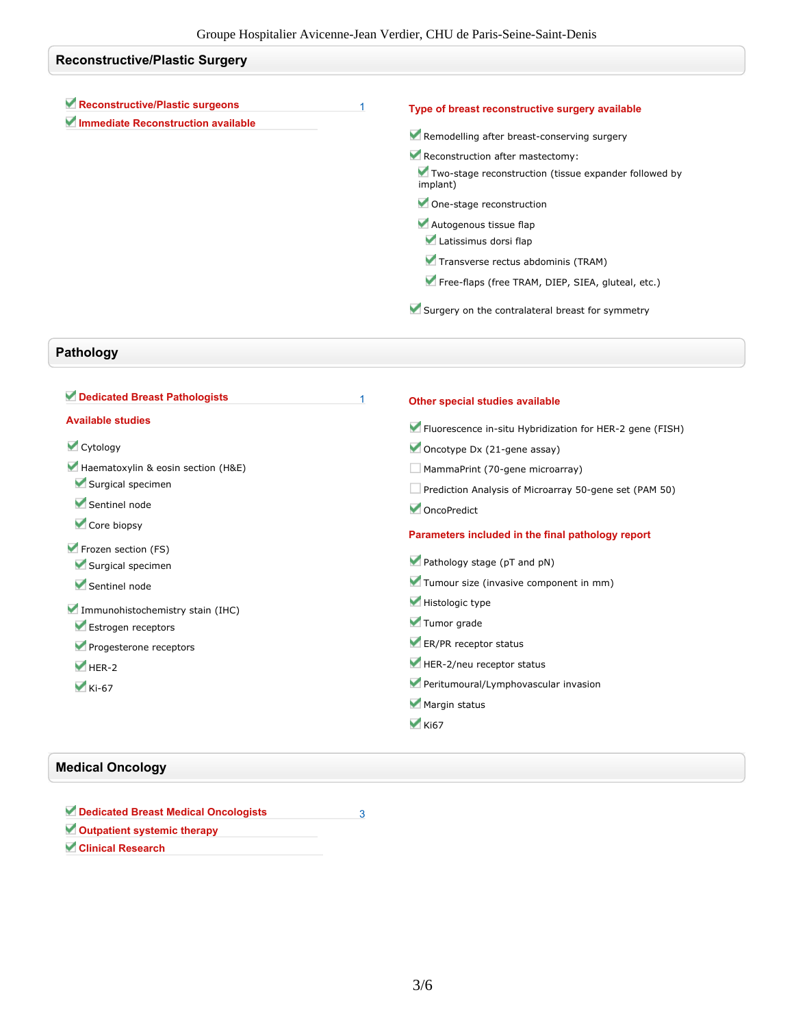## Reconstructive/Plastic Surgery

- [x] **Reconstructive/Plastic surgeons** 1
- [x] **Immediate Reconstruction available**

**Type of breast reconstructive surgery available**

- [x] Remodelling after breast-conserving surgery
- [x] Reconstruction after mastectomy:
  - [x] Two-stage reconstruction (tissue expander followed by implant)
  - [x] One-stage reconstruction
  - [x] Autogenous tissue flap
    - [x] Latissimus dorsi flap
    - [x] Transverse rectus abdominis (TRAM)
    - [x] Free-flaps (free TRAM, DIEP, SIEA, gluteal, etc.)
- [x] Surgery on the contralateral breast for symmetry

## Pathology

- [x] **Dedicated Breast Pathologists** 1

**Available studies**

- [x] Cytology
- [x] Haematoxylin & eosin section (H&E)
  - [x] Surgical specimen
  - [x] Sentinel node
  - [x] Core biopsy
- [x] Frozen section (FS)
  - [x] Surgical specimen
  - [x] Sentinel node
- [x] Immunohistochemistry stain (IHC)
  - [x] Estrogen receptors
  - [x] Progesterone receptors
  - [x] HER-2
  - [x] Ki-67

**Other special studies available**

- [x] Fluorescence in-situ Hybridization for HER-2 gene (FISH)
- [x] Oncotype Dx (21-gene assay)
- [ ] MammaPrint (70-gene microarray)
- [ ] Prediction Analysis of Microarray 50-gene set (PAM 50)
- [x] OncoPredict

**Parameters included in the final pathology report**

- [x] Pathology stage (pT and pN)
- [x] Tumour size (invasive component in mm)
- [x] Histologic type
- [x] Tumor grade
- [x] ER/PR receptor status
- [x] HER-2/neu receptor status
- [x] Peritumoural/Lymphovascular invasion
- [x] Margin status
- [x] Ki67

## Medical Oncology

- [x] **Dedicated Breast Medical Oncologists** 3
- [x] **Outpatient systemic therapy**
- [x] **Clinical Research**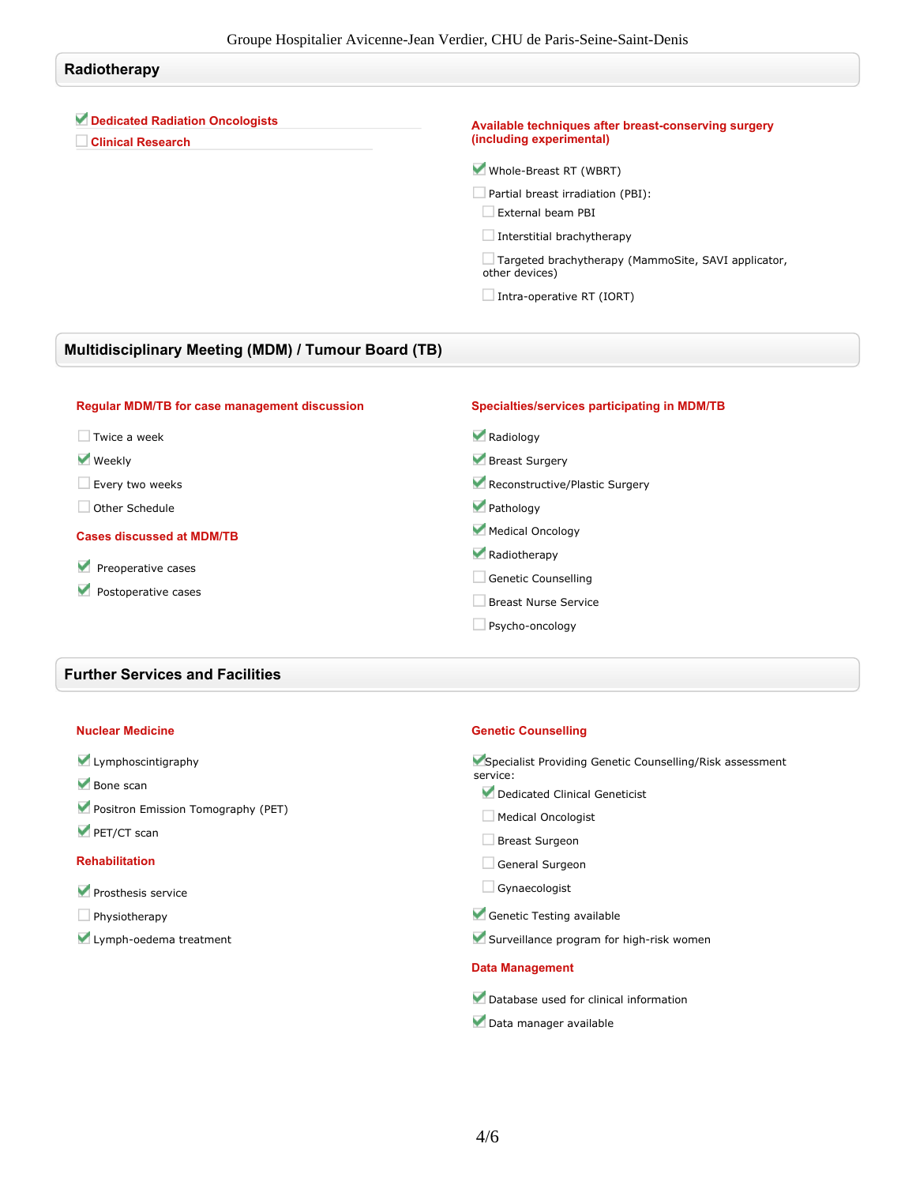## Radiotherapy

- [x] **Dedicated Radiation Oncologists**
- [ ] **Clinical Research**

**Available techniques after breast-conserving surgery (including experimental)**

- [x] Whole-Breast RT (WBRT)
- [ ] Partial breast irradiation (PBI):
  - [ ] External beam PBI
  - [ ] Interstitial brachytherapy
  - [ ] Targeted brachytherapy (MammoSite, SAVI applicator, other devices)
  - [ ] Intra-operative RT (IORT)

## Multidisciplinary Meeting (MDM) / Tumour Board (TB)

**Regular MDM/TB for case management discussion**

- [ ] Twice a week
- [x] Weekly
- [ ] Every two weeks
- [ ] Other Schedule

**Cases discussed at MDM/TB**

- [x] Preoperative cases
- [x] Postoperative cases

**Specialties/services participating in MDM/TB**

- [x] Radiology
- [x] Breast Surgery
- [x] Reconstructive/Plastic Surgery
- [x] Pathology
- [x] Medical Oncology
- [x] Radiotherapy
- [ ] Genetic Counselling
- [ ] Breast Nurse Service
- [ ] Psycho-oncology

## Further Services and Facilities

**Nuclear Medicine**

- [x] Lymphoscintigraphy
- [x] Bone scan
- [x] Positron Emission Tomography (PET)
- [x] PET/CT scan

**Rehabilitation**

- [x] Prosthesis service
- [ ] Physiotherapy
- [x] Lymph-oedema treatment

**Genetic Counselling**

- [x] Specialist Providing Genetic Counselling/Risk assessment service:
  - [x] Dedicated Clinical Geneticist
  - [ ] Medical Oncologist
  - [ ] Breast Surgeon
  - [ ] General Surgeon
  - [ ] Gynaecologist
- [x] Genetic Testing available
- [x] Surveillance program for high-risk women

**Data Management**

- [x] Database used for clinical information
- [x] Data manager available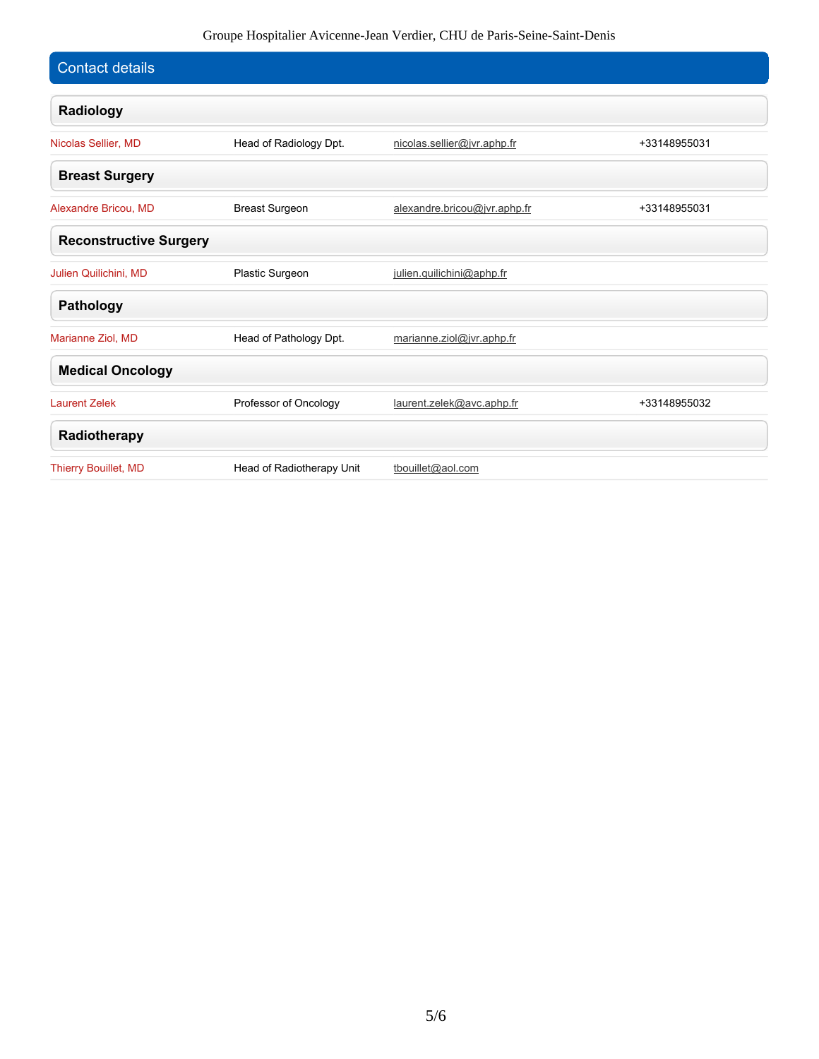## Contact details

### Radiology

| | | | |
|---|---|---|---|
| Nicolas Sellier, MD | Head of Radiology Dpt. | nicolas.sellier@jvr.aphp.fr | +33148955031 |

### Breast Surgery

| | | | |
|---|---|---|---|
| Alexandre Bricou, MD | Breast Surgeon | alexandre.bricou@jvr.aphp.fr | +33148955031 |

### Reconstructive Surgery

| | | | |
|---|---|---|---|
| Julien Quilichini, MD | Plastic Surgeon | julien.quilichini@aphp.fr | |

### Pathology

| | | | |
|---|---|---|---|
| Marianne Ziol, MD | Head of Pathology Dpt. | marianne.ziol@jvr.aphp.fr | |

### Medical Oncology

| | | | |
|---|---|---|---|
| Laurent Zelek | Professor of Oncology | laurent.zelek@avc.aphp.fr | +33148955032 |

### Radiotherapy

| | | | |
|---|---|---|---|
| Thierry Bouillet, MD | Head of Radiotherapy Unit | tbouillet@aol.com | |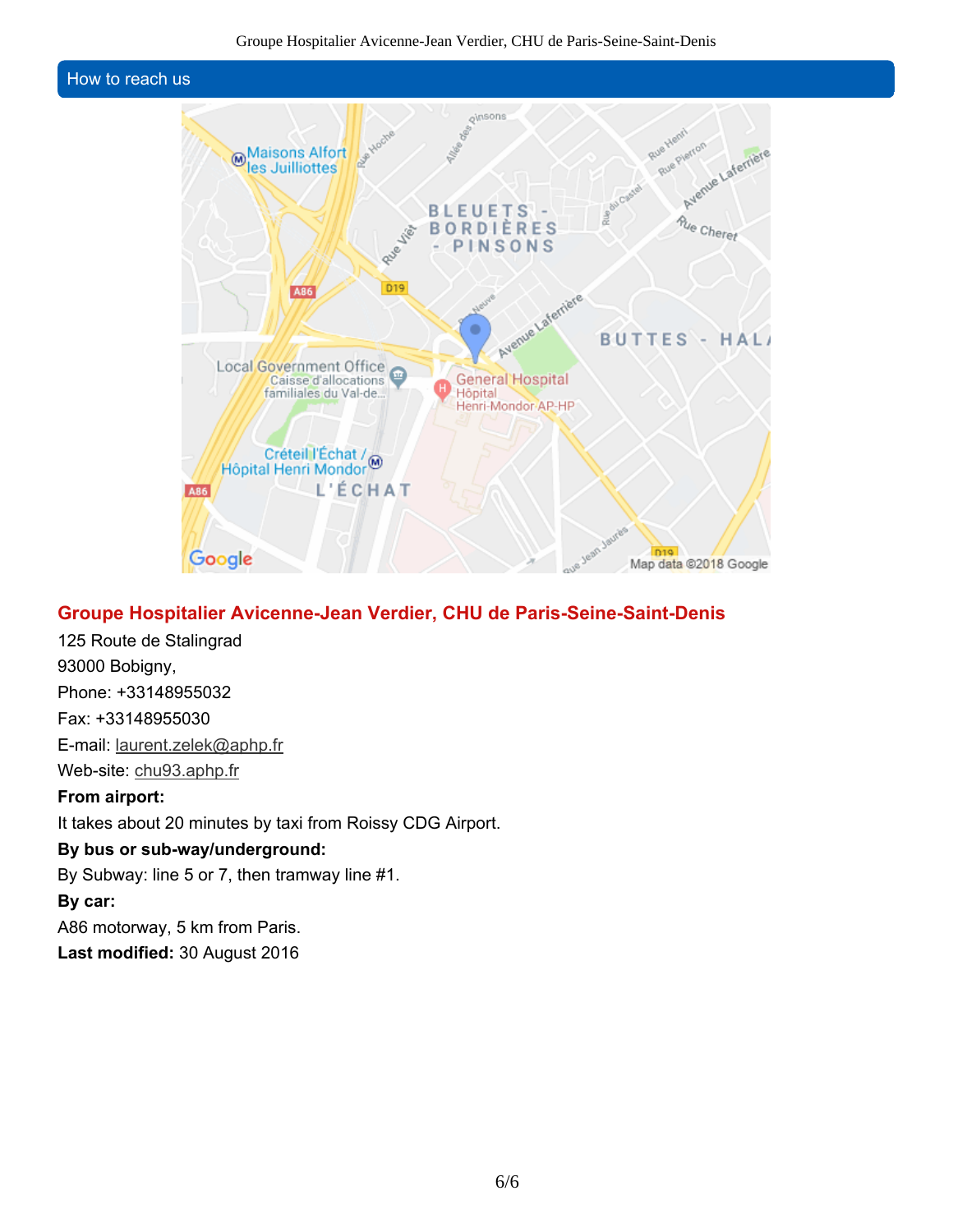## How to reach us

Maisons Alfort les Juilliottes

Rue Hoche

Allée des Pinsons

Rue Henri

Rue Pierron

Avenue Laferrière

BLEUETS - BORDIÈRES - PINSONS

Rue du Castel

Rue Cheret

Rue Viêt

A86

D19

Rue Neuve

Avenue Laferrière

BUTTES - HALA

Local Government Office

Caisse d'allocations familiales du Val-de...

General Hospital

Hôpital Henri-Mondor AP-HP

Créteil l'Échat / Hôpital Henri Mondor

A86

L'ÉCHAT

Rue Jean Jaurès

D19

Google

Map data ©2018 Google

### Groupe Hospitalier Avicenne-Jean Verdier, CHU de Paris-Seine-Saint-Denis

125 Route de Stalingrad
93000 Bobigny,
Phone: +33148955032
Fax: +33148955030
E-mail: laurent.zelek@aphp.fr
Web-site: chu93.aphp.fr

**From airport:**

It takes about 20 minutes by taxi from Roissy CDG Airport.

**By bus or sub-way/underground:**

By Subway: line 5 or 7, then tramway line #1.

**By car:**

A86 motorway, 5 km from Paris.

**Last modified:** 30 August 2016